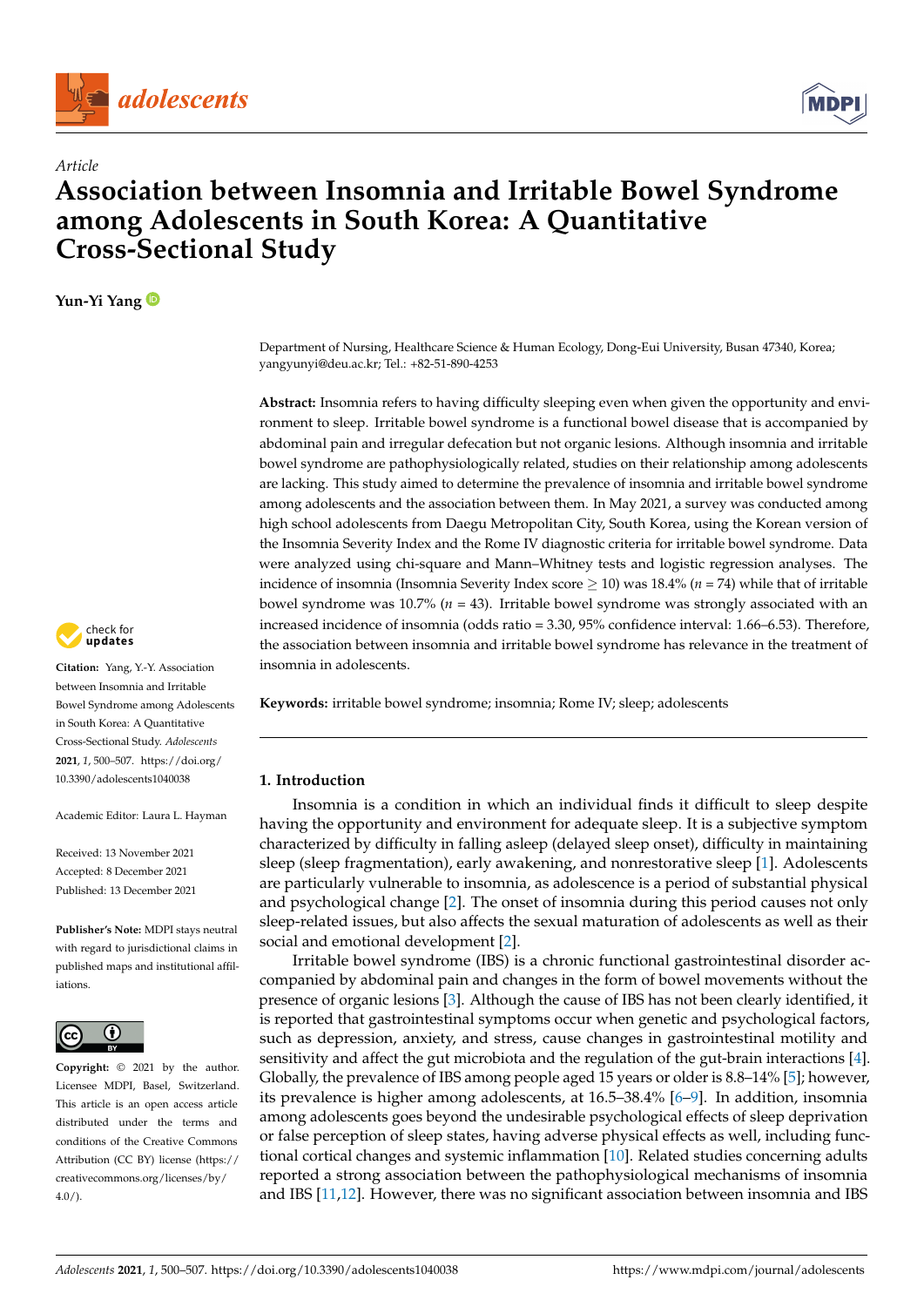*Article*

# Association between Insomnia and Irritable Bowel Syndrome among Adolescents in South Korea: A Quantitative Cross-Sectional Study

**Yun-Yi Yang**

Department of Nursing, Healthcare Science & Human Ecology, Dong-Eui University, Busan 47340, Korea; yangyunyi@deu.ac.kr; Tel.: +82-51-890-4253

**Abstract:** Insomnia refers to having difficulty sleeping even when given the opportunity and environment to sleep. Irritable bowel syndrome is a functional bowel disease that is accompanied by abdominal pain and irregular defecation but not organic lesions. Although insomnia and irritable bowel syndrome are pathophysiologically related, studies on their relationship among adolescents are lacking. This study aimed to determine the prevalence of insomnia and irritable bowel syndrome among adolescents and the association between them. In May 2021, a survey was conducted among high school adolescents from Daegu Metropolitan City, South Korea, using the Korean version of the Insomnia Severity Index and the Rome IV diagnostic criteria for irritable bowel syndrome. Data were analyzed using chi-square and Mann–Whitney tests and logistic regression analyses. The incidence of insomnia (Insomnia Severity Index score $\geq$ 10) was 18.4% ($n$ = 74) while that of irritable bowel syndrome was 10.7% ($n$ = 43). Irritable bowel syndrome was strongly associated with an increased incidence of insomnia (odds ratio = 3.30, 95% confidence interval: 1.66–6.53). Therefore, the association between insomnia and irritable bowel syndrome has relevance in the treatment of insomnia in adolescents.

**Keywords:** irritable bowel syndrome; insomnia; Rome IV; sleep; adolescents

**Citation:** Yang, Y.-Y. Association between Insomnia and Irritable Bowel Syndrome among Adolescents in South Korea: A Quantitative Cross-Sectional Study. *Adolescents* **2021**, *1*, 500–507. https://doi.org/10.3390/adolescents1040038

Academic Editor: Laura L. Hayman

Received: 13 November 2021
Accepted: 8 December 2021
Published: 13 December 2021

**Publisher's Note:** MDPI stays neutral with regard to jurisdictional claims in published maps and institutional affiliations.

**Copyright:** © 2021 by the author. Licensee MDPI, Basel, Switzerland. This article is an open access article distributed under the terms and conditions of the Creative Commons Attribution (CC BY) license (https://creativecommons.org/licenses/by/4.0/).

## 1. Introduction

Insomnia is a condition in which an individual finds it difficult to sleep despite having the opportunity and environment for adequate sleep. It is a subjective symptom characterized by difficulty in falling asleep (delayed sleep onset), difficulty in maintaining sleep (sleep fragmentation), early awakening, and nonrestorative sleep [1]. Adolescents are particularly vulnerable to insomnia, as adolescence is a period of substantial physical and psychological change [2]. The onset of insomnia during this period causes not only sleep-related issues, but also affects the sexual maturation of adolescents as well as their social and emotional development [2].

Irritable bowel syndrome (IBS) is a chronic functional gastrointestinal disorder accompanied by abdominal pain and changes in the form of bowel movements without the presence of organic lesions [3]. Although the cause of IBS has not been clearly identified, it is reported that gastrointestinal symptoms occur when genetic and psychological factors, such as depression, anxiety, and stress, cause changes in gastrointestinal motility and sensitivity and affect the gut microbiota and the regulation of the gut-brain interactions [4]. Globally, the prevalence of IBS among people aged 15 years or older is 8.8–14% [5]; however, its prevalence is higher among adolescents, at 16.5–38.4% [6–9]. In addition, insomnia among adolescents goes beyond the undesirable psychological effects of sleep deprivation or false perception of sleep states, having adverse physical effects as well, including functional cortical changes and systemic inflammation [10]. Related studies concerning adults reported a strong association between the pathophysiological mechanisms of insomnia and IBS [11,12]. However, there was no significant association between insomnia and IBS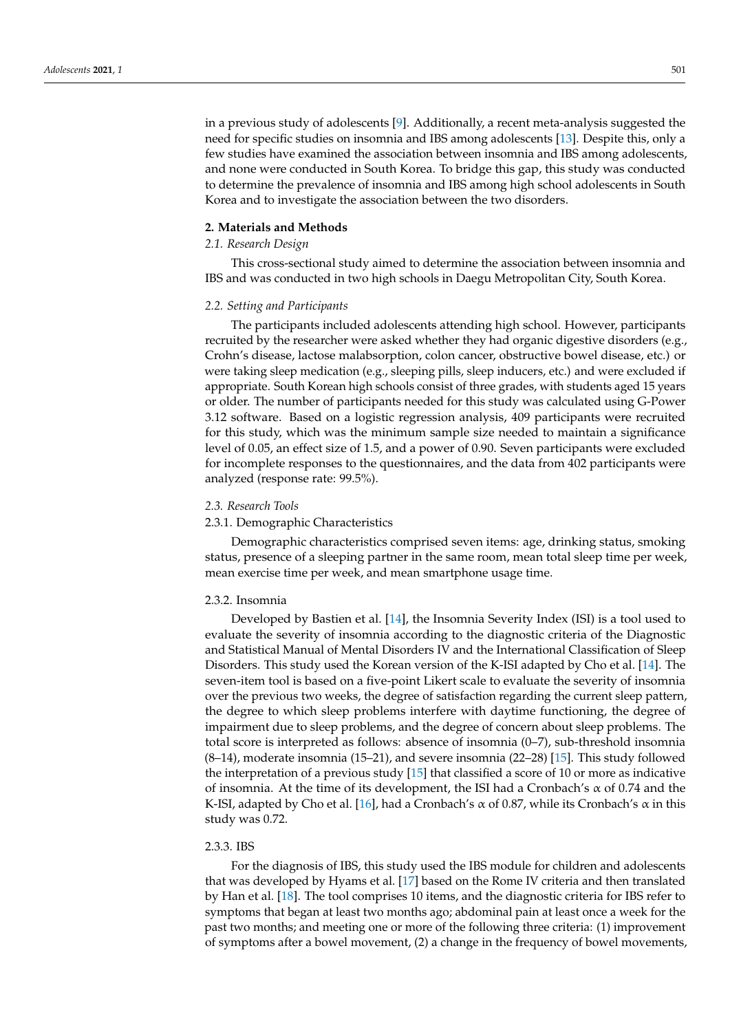in a previous study of adolescents [9]. Additionally, a recent meta-analysis suggested the need for specific studies on insomnia and IBS among adolescents [13]. Despite this, only a few studies have examined the association between insomnia and IBS among adolescents, and none were conducted in South Korea. To bridge this gap, this study was conducted to determine the prevalence of insomnia and IBS among high school adolescents in South Korea and to investigate the association between the two disorders.

## 2. Materials and Methods

### *2.1. Research Design*

This cross-sectional study aimed to determine the association between insomnia and IBS and was conducted in two high schools in Daegu Metropolitan City, South Korea.

### *2.2. Setting and Participants*

The participants included adolescents attending high school. However, participants recruited by the researcher were asked whether they had organic digestive disorders (e.g., Crohn's disease, lactose malabsorption, colon cancer, obstructive bowel disease, etc.) or were taking sleep medication (e.g., sleeping pills, sleep inducers, etc.) and were excluded if appropriate. South Korean high schools consist of three grades, with students aged 15 years or older. The number of participants needed for this study was calculated using G-Power 3.12 software. Based on a logistic regression analysis, 409 participants were recruited for this study, which was the minimum sample size needed to maintain a significance level of 0.05, an effect size of 1.5, and a power of 0.90. Seven participants were excluded for incomplete responses to the questionnaires, and the data from 402 participants were analyzed (response rate: 99.5%).

### *2.3. Research Tools*

#### 2.3.1. Demographic Characteristics

Demographic characteristics comprised seven items: age, drinking status, smoking status, presence of a sleeping partner in the same room, mean total sleep time per week, mean exercise time per week, and mean smartphone usage time.

#### 2.3.2. Insomnia

Developed by Bastien et al. [14], the Insomnia Severity Index (ISI) is a tool used to evaluate the severity of insomnia according to the diagnostic criteria of the Diagnostic and Statistical Manual of Mental Disorders IV and the International Classification of Sleep Disorders. This study used the Korean version of the K-ISI adapted by Cho et al. [14]. The seven-item tool is based on a five-point Likert scale to evaluate the severity of insomnia over the previous two weeks, the degree of satisfaction regarding the current sleep pattern, the degree to which sleep problems interfere with daytime functioning, the degree of impairment due to sleep problems, and the degree of concern about sleep problems. The total score is interpreted as follows: absence of insomnia (0–7), sub-threshold insomnia (8–14), moderate insomnia (15–21), and severe insomnia (22–28) [15]. This study followed the interpretation of a previous study [15] that classified a score of 10 or more as indicative of insomnia. At the time of its development, the ISI had a Cronbach's $\alpha$ of 0.74 and the K-ISI, adapted by Cho et al. [16], had a Cronbach's $\alpha$ of 0.87, while its Cronbach's $\alpha$ in this study was 0.72.

#### 2.3.3. IBS

For the diagnosis of IBS, this study used the IBS module for children and adolescents that was developed by Hyams et al. [17] based on the Rome IV criteria and then translated by Han et al. [18]. The tool comprises 10 items, and the diagnostic criteria for IBS refer to symptoms that began at least two months ago; abdominal pain at least once a week for the past two months; and meeting one or more of the following three criteria: (1) improvement of symptoms after a bowel movement, (2) a change in the frequency of bowel movements,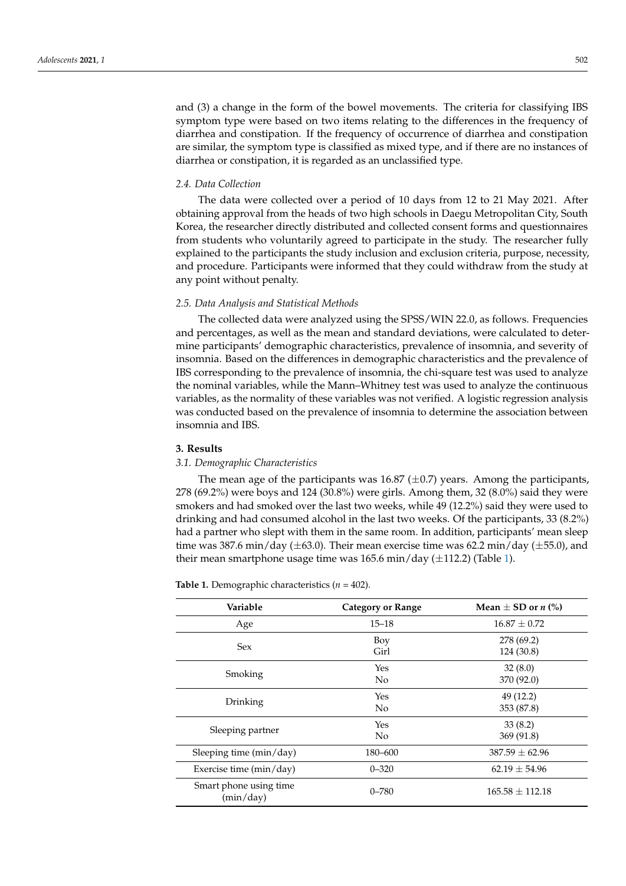and (3) a change in the form of the bowel movements. The criteria for classifying IBS symptom type were based on two items relating to the differences in the frequency of diarrhea and constipation. If the frequency of occurrence of diarrhea and constipation are similar, the symptom type is classified as mixed type, and if there are no instances of diarrhea or constipation, it is regarded as an unclassified type.

### *2.4. Data Collection*

The data were collected over a period of 10 days from 12 to 21 May 2021. After obtaining approval from the heads of two high schools in Daegu Metropolitan City, South Korea, the researcher directly distributed and collected consent forms and questionnaires from students who voluntarily agreed to participate in the study. The researcher fully explained to the participants the study inclusion and exclusion criteria, purpose, necessity, and procedure. Participants were informed that they could withdraw from the study at any point without penalty.

### *2.5. Data Analysis and Statistical Methods*

The collected data were analyzed using the SPSS/WIN 22.0, as follows. Frequencies and percentages, as well as the mean and standard deviations, were calculated to determine participants' demographic characteristics, prevalence of insomnia, and severity of insomnia. Based on the differences in demographic characteristics and the prevalence of IBS corresponding to the prevalence of insomnia, the chi-square test was used to analyze the nominal variables, while the Mann–Whitney test was used to analyze the continuous variables, as the normality of these variables was not verified. A logistic regression analysis was conducted based on the prevalence of insomnia to determine the association between insomnia and IBS.

## **3. Results**

### *3.1. Demographic Characteristics*

The mean age of the participants was 16.87 ($\pm$0.7) years. Among the participants, 278 (69.2%) were boys and 124 (30.8%) were girls. Among them, 32 (8.0%) said they were smokers and had smoked over the last two weeks, while 49 (12.2%) said they were used to drinking and had consumed alcohol in the last two weeks. Of the participants, 33 (8.2%) had a partner who slept with them in the same room. In addition, participants' mean sleep time was 387.6 min/day ($\pm$63.0). Their mean exercise time was 62.2 min/day ($\pm$55.0), and their mean smartphone usage time was 165.6 min/day ($\pm$112.2) (Table 1).

**Table 1.** Demographic characteristics (*n* = 402).

| Variable | Category or Range | Mean $\pm$ SD or *n* (%) |
|---|---|---|
| Age | 15–18 | 16.87 $\pm$ 0.72 |
| Sex | Boy<br>Girl | 278 (69.2)<br>124 (30.8) |
| Smoking | Yes<br>No | 32 (8.0)<br>370 (92.0) |
| Drinking | Yes<br>No | 49 (12.2)<br>353 (87.8) |
| Sleeping partner | Yes<br>No | 33 (8.2)<br>369 (91.8) |
| Sleeping time (min/day) | 180–600 | 387.59 $\pm$ 62.96 |
| Exercise time (min/day) | 0–320 | 62.19 $\pm$ 54.96 |
| Smart phone using time (min/day) | 0–780 | 165.58 $\pm$ 112.18 |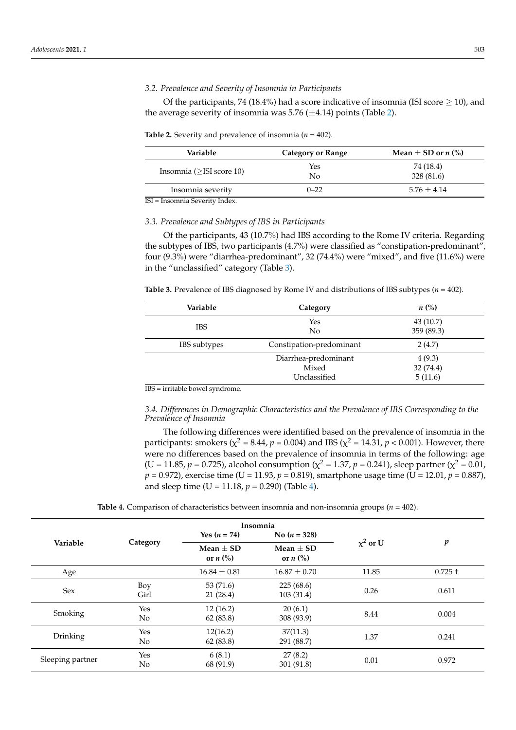### 3.2. Prevalence and Severity of Insomnia in Participants

Of the participants, 74 (18.4%) had a score indicative of insomnia (ISI score ≥ 10), and the average severity of insomnia was 5.76 (±4.14) points (Table 2).

**Table 2.** Severity and prevalence of insomnia ($n$ = 402).

| Variable | Category or Range | Mean ± SD or $n$ (%) |
|---|---|---|
| Insomnia (≥ISI score 10) | Yes | 74 (18.4) |
| | No | 328 (81.6) |
| Insomnia severity | 0–22 | 5.76 ± 4.14 |

ISI = Insomnia Severity Index.

### 3.3. Prevalence and Subtypes of IBS in Participants

Of the participants, 43 (10.7%) had IBS according to the Rome IV criteria. Regarding the subtypes of IBS, two participants (4.7%) were classified as "constipation-predominant", four (9.3%) were "diarrhea-predominant", 32 (74.4%) were "mixed", and five (11.6%) were in the "unclassified" category (Table 3).

**Table 3.** Prevalence of IBS diagnosed by Rome IV and distributions of IBS subtypes ($n$ = 402).

| Variable | Category | $n$ (%) |
|---|---|---|
| IBS | Yes | 43 (10.7) |
| | No | 359 (89.3) |
| IBS subtypes | Constipation-predominant | 2 (4.7) |
| | Diarrhea-predominant | 4 (9.3) |
| | Mixed | 32 (74.4) |
| | Unclassified | 5 (11.6) |

IBS = irritable bowel syndrome.

### 3.4. Differences in Demographic Characteristics and the Prevalence of IBS Corresponding to the Prevalence of Insomnia

The following differences were identified based on the prevalence of insomnia in the participants: smokers ($\chi^2$ = 8.44, $p$ = 0.004) and IBS ($\chi^2$ = 14.31, $p$ < 0.001). However, there were no differences based on the prevalence of insomnia in terms of the following: age (U = 11.85, $p$ = 0.725), alcohol consumption ($\chi^2$ = 1.37, $p$ = 0.241), sleep partner ($\chi^2$ = 0.01, $p$ = 0.972), exercise time (U = 11.93, $p$ = 0.819), smartphone usage time (U = 12.01, $p$ = 0.887), and sleep time (U = 11.18, $p$ = 0.290) (Table 4).

**Table 4.** Comparison of characteristics between insomnia and non-insomnia groups ($n$ = 402).

| Variable | Category | Insomnia Yes ($n$ = 74) Mean ± SD or $n$ (%) | Insomnia No ($n$ = 328) Mean ± SD or $n$ (%) | $\chi^2$ or U | $p$ |
|---|---|---|---|---|---|
| Age | | 16.84 ± 0.81 | 16.87 ± 0.70 | 11.85 | 0.725 † |
| Sex | Boy | 53 (71.6) | 225 (68.6) | 0.26 | 0.611 |
| | Girl | 21 (28.4) | 103 (31.4) | | |
| Smoking | Yes | 12 (16.2) | 20 (6.1) | 8.44 | 0.004 |
| | No | 62 (83.8) | 308 (93.9) | | |
| Drinking | Yes | 12(16.2) | 37(11.3) | 1.37 | 0.241 |
| | No | 62 (83.8) | 291 (88.7) | | |
| Sleeping partner | Yes | 6 (8.1) | 27 (8.2) | 0.01 | 0.972 |
| | No | 68 (91.9) | 301 (91.8) | | |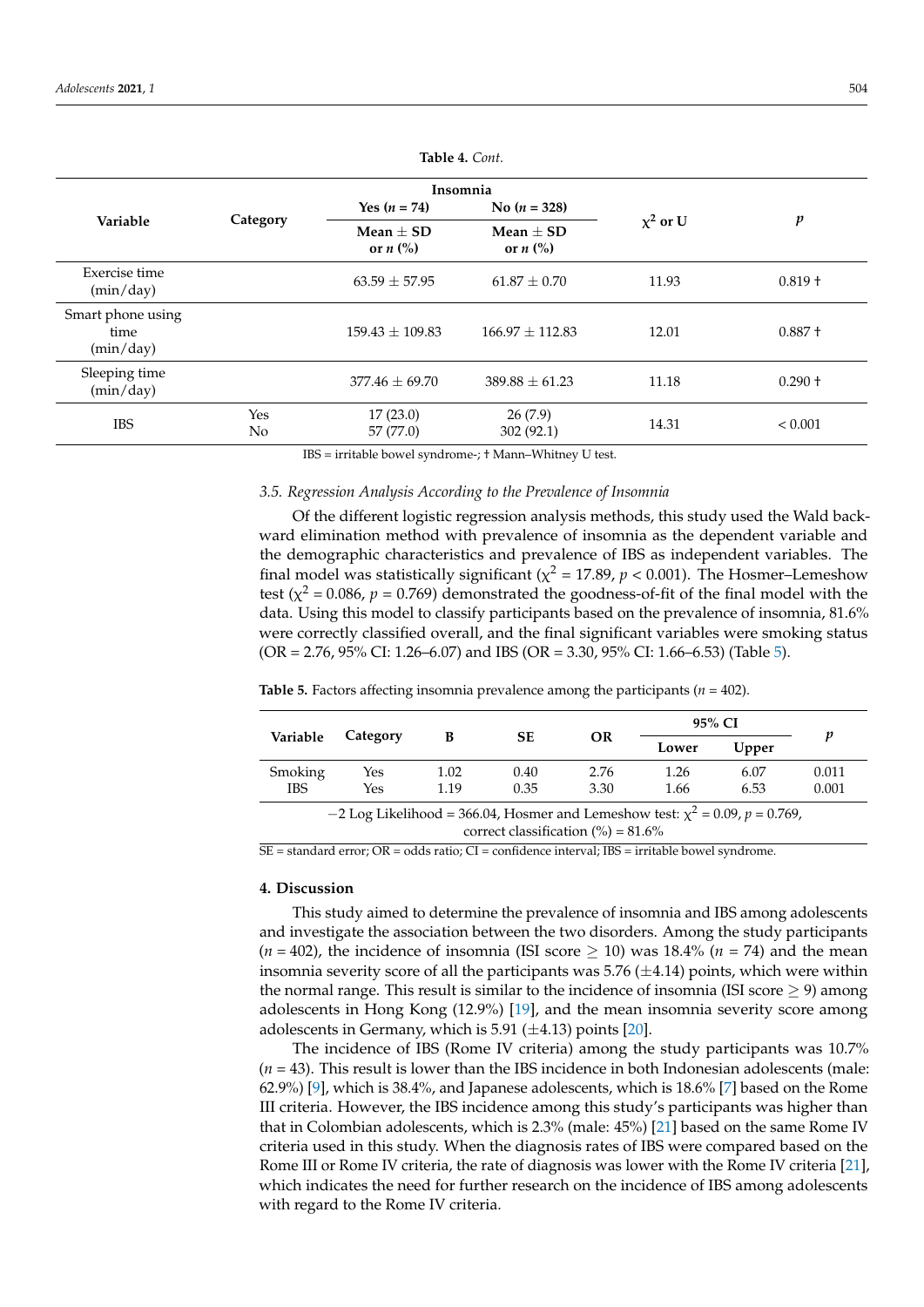**Table 4.** *Cont.*

| Variable | Category | Insomnia | | $\chi^2$ or U | $p$ |
|---|---|---|---|---|---|
| | | Yes ($n$ = 74) | No ($n$ = 328) | | |
| | | Mean ± SD or $n$ (%) | Mean ± SD or $n$ (%) | | |
| Exercise time (min/day) | | 63.59 ± 57.95 | 61.87 ± 0.70 | 11.93 | 0.819 † |
| Smart phone using time (min/day) | | 159.43 ± 109.83 | 166.97 ± 112.83 | 12.01 | 0.887 † |
| Sleeping time (min/day) | | 377.46 ± 69.70 | 389.88 ± 61.23 | 11.18 | 0.290 † |
| IBS | Yes<br>No | 17 (23.0)<br>57 (77.0) | 26 (7.9)<br>302 (92.1) | 14.31 | < 0.001 |

IBS = irritable bowel syndrome-; † Mann–Whitney U test.

### 3.5. Regression Analysis According to the Prevalence of Insomnia

Of the different logistic regression analysis methods, this study used the Wald backward elimination method with prevalence of insomnia as the dependent variable and the demographic characteristics and prevalence of IBS as independent variables. The final model was statistically significant ($\chi^2$ = 17.89, $p$ < 0.001). The Hosmer–Lemeshow test ($\chi^2$ = 0.086, $p$ = 0.769) demonstrated the goodness-of-fit of the final model with the data. Using this model to classify participants based on the prevalence of insomnia, 81.6% were correctly classified overall, and the final significant variables were smoking status (OR = 2.76, 95% CI: 1.26–6.07) and IBS (OR = 3.30, 95% CI: 1.66–6.53) (Table 5).

**Table 5.** Factors affecting insomnia prevalence among the participants ($n$ = 402).

| Variable | Category | B | SE | OR | 95% CI | | $p$ |
|---|---|---|---|---|---|---|---|
| | | | | | Lower | Upper | |
| Smoking | Yes | 1.02 | 0.40 | 2.76 | 1.26 | 6.07 | 0.011 |
| IBS | Yes | 1.19 | 0.35 | 3.30 | 1.66 | 6.53 | 0.001 |
| −2 Log Likelihood = 366.04, Hosmer and Lemeshow test: $\chi^2$ = 0.09, $p$ = 0.769, correct classification (%) = 81.6% | | | | | | | |

SE = standard error; OR = odds ratio; CI = confidence interval; IBS = irritable bowel syndrome.

## 4. Discussion

This study aimed to determine the prevalence of insomnia and IBS among adolescents and investigate the association between the two disorders. Among the study participants ($n$ = 402), the incidence of insomnia (ISI score ≥ 10) was 18.4% ($n$ = 74) and the mean insomnia severity score of all the participants was 5.76 (±4.14) points, which were within the normal range. This result is similar to the incidence of insomnia (ISI score ≥ 9) among adolescents in Hong Kong (12.9%) [19], and the mean insomnia severity score among adolescents in Germany, which is 5.91 (±4.13) points [20].

The incidence of IBS (Rome IV criteria) among the study participants was 10.7% ($n$ = 43). This result is lower than the IBS incidence in both Indonesian adolescents (male: 62.9%) [9], which is 38.4%, and Japanese adolescents, which is 18.6% [7] based on the Rome III criteria. However, the IBS incidence among this study's participants was higher than that in Colombian adolescents, which is 2.3% (male: 45%) [21] based on the same Rome IV criteria used in this study. When the diagnosis rates of IBS were compared based on the Rome III or Rome IV criteria, the rate of diagnosis was lower with the Rome IV criteria [21], which indicates the need for further research on the incidence of IBS among adolescents with regard to the Rome IV criteria.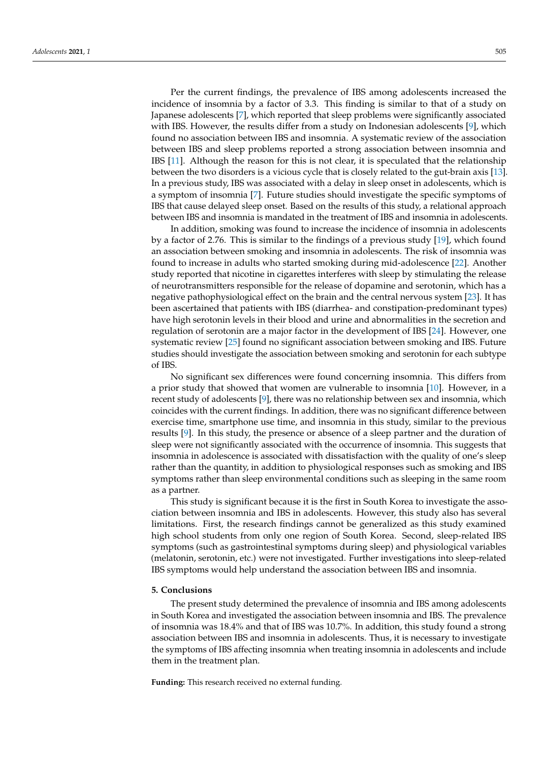Per the current findings, the prevalence of IBS among adolescents increased the incidence of insomnia by a factor of 3.3. This finding is similar to that of a study on Japanese adolescents [7], which reported that sleep problems were significantly associated with IBS. However, the results differ from a study on Indonesian adolescents [9], which found no association between IBS and insomnia. A systematic review of the association between IBS and sleep problems reported a strong association between insomnia and IBS [11]. Although the reason for this is not clear, it is speculated that the relationship between the two disorders is a vicious cycle that is closely related to the gut-brain axis [13]. In a previous study, IBS was associated with a delay in sleep onset in adolescents, which is a symptom of insomnia [7]. Future studies should investigate the specific symptoms of IBS that cause delayed sleep onset. Based on the results of this study, a relational approach between IBS and insomnia is mandated in the treatment of IBS and insomnia in adolescents.

In addition, smoking was found to increase the incidence of insomnia in adolescents by a factor of 2.76. This is similar to the findings of a previous study [19], which found an association between smoking and insomnia in adolescents. The risk of insomnia was found to increase in adults who started smoking during mid-adolescence [22]. Another study reported that nicotine in cigarettes interferes with sleep by stimulating the release of neurotransmitters responsible for the release of dopamine and serotonin, which has a negative pathophysiological effect on the brain and the central nervous system [23]. It has been ascertained that patients with IBS (diarrhea- and constipation-predominant types) have high serotonin levels in their blood and urine and abnormalities in the secretion and regulation of serotonin are a major factor in the development of IBS [24]. However, one systematic review [25] found no significant association between smoking and IBS. Future studies should investigate the association between smoking and serotonin for each subtype of IBS.

No significant sex differences were found concerning insomnia. This differs from a prior study that showed that women are vulnerable to insomnia [10]. However, in a recent study of adolescents [9], there was no relationship between sex and insomnia, which coincides with the current findings. In addition, there was no significant difference between exercise time, smartphone use time, and insomnia in this study, similar to the previous results [9]. In this study, the presence or absence of a sleep partner and the duration of sleep were not significantly associated with the occurrence of insomnia. This suggests that insomnia in adolescence is associated with dissatisfaction with the quality of one's sleep rather than the quantity, in addition to physiological responses such as smoking and IBS symptoms rather than sleep environmental conditions such as sleeping in the same room as a partner.

This study is significant because it is the first in South Korea to investigate the association between insomnia and IBS in adolescents. However, this study also has several limitations. First, the research findings cannot be generalized as this study examined high school students from only one region of South Korea. Second, sleep-related IBS symptoms (such as gastrointestinal symptoms during sleep) and physiological variables (melatonin, serotonin, etc.) were not investigated. Further investigations into sleep-related IBS symptoms would help understand the association between IBS and insomnia.

## 5. Conclusions

The present study determined the prevalence of insomnia and IBS among adolescents in South Korea and investigated the association between insomnia and IBS. The prevalence of insomnia was 18.4% and that of IBS was 10.7%. In addition, this study found a strong association between IBS and insomnia in adolescents. Thus, it is necessary to investigate the symptoms of IBS affecting insomnia when treating insomnia in adolescents and include them in the treatment plan.

**Funding:** This research received no external funding.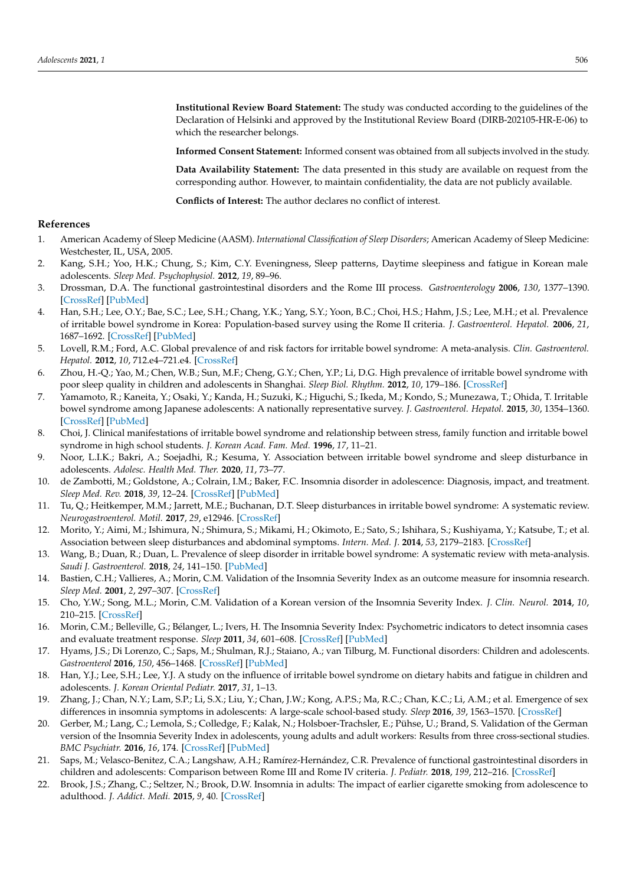**Institutional Review Board Statement:** The study was conducted according to the guidelines of the Declaration of Helsinki and approved by the Institutional Review Board (DIRB-202105-HR-E-06) to which the researcher belongs.

**Informed Consent Statement:** Informed consent was obtained from all subjects involved in the study.

**Data Availability Statement:** The data presented in this study are available on request from the corresponding author. However, to maintain confidentiality, the data are not publicly available.

**Conflicts of Interest:** The author declares no conflict of interest.

## References

1. American Academy of Sleep Medicine (AASM). *International Classification of Sleep Disorders*; American Academy of Sleep Medicine: Westchester, IL, USA, 2005.
2. Kang, S.H.; Yoo, H.K.; Chung, S.; Kim, C.Y. Eveningness, Sleep patterns, Daytime sleepiness and fatigue in Korean male adolescents. *Sleep Med. Psychophysiol.* **2012**, *19*, 89–96.
3. Drossman, D.A. The functional gastrointestinal disorders and the Rome III process. *Gastroenterology* **2006**, *130*, 1377–1390. [CrossRef] [PubMed]
4. Han, S.H.; Lee, O.Y.; Bae, S.C.; Lee, S.H.; Chang, Y.K.; Yang, S.Y.; Yoon, B.C.; Choi, H.S.; Hahm, J.S.; Lee, M.H.; et al. Prevalence of irritable bowel syndrome in Korea: Population-based survey using the Rome II criteria. *J. Gastroenterol. Hepatol.* **2006**, *21*, 1687–1692. [CrossRef] [PubMed]
5. Lovell, R.M.; Ford, A.C. Global prevalence of and risk factors for irritable bowel syndrome: A meta-analysis. *Clin. Gastroenterol. Hepatol.* **2012**, *10*, 712.e4–721.e4. [CrossRef]
6. Zhou, H.-Q.; Yao, M.; Chen, W.B.; Sun, M.F.; Cheng, G.Y.; Chen, Y.P.; Li, D.G. High prevalence of irritable bowel syndrome with poor sleep quality in children and adolescents in Shanghai. *Sleep Biol. Rhythm.* **2012**, *10*, 179–186. [CrossRef]
7. Yamamoto, R.; Kaneita, Y.; Osaki, Y.; Kanda, H.; Suzuki, K.; Higuchi, S.; Ikeda, M.; Kondo, S.; Munezawa, T.; Ohida, T. Irritable bowel syndrome among Japanese adolescents: A nationally representative survey. *J. Gastroenterol. Hepatol.* **2015**, *30*, 1354–1360. [CrossRef] [PubMed]
8. Choi, J. Clinical manifestations of irritable bowel syndrome and relationship between stress, family function and irritable bowel syndrome in high school students. *J. Korean Acad. Fam. Med.* **1996**, *17*, 11–21.
9. Noor, L.I.K.; Bakri, A.; Soejadhi, R.; Kesuma, Y. Association between irritable bowel syndrome and sleep disturbance in adolescents. *Adolesc. Health Med. Ther.* **2020**, *11*, 73–77.
10. de Zambotti, M.; Goldstone, A.; Colrain, I.M.; Baker, F.C. Insomnia disorder in adolescence: Diagnosis, impact, and treatment. *Sleep Med. Rev.* **2018**, *39*, 12–24. [CrossRef] [PubMed]
11. Tu, Q.; Heitkemper, M.M.; Jarrett, M.E.; Buchanan, D.T. Sleep disturbances in irritable bowel syndrome: A systematic review. *Neurogastroenterol. Motil.* **2017**, *29*, e12946. [CrossRef]
12. Morito, Y.; Aimi, M.; Ishimura, N.; Shimura, S.; Mikami, H.; Okimoto, E.; Sato, S.; Ishihara, S.; Kushiyama, Y.; Katsube, T.; et al. Association between sleep disturbances and abdominal symptoms. *Intern. Med. J.* **2014**, *53*, 2179–2183. [CrossRef]
13. Wang, B.; Duan, R.; Duan, L. Prevalence of sleep disorder in irritable bowel syndrome: A systematic review with meta-analysis. *Saudi J. Gastroenterol.* **2018**, *24*, 141–150. [PubMed]
14. Bastien, C.H.; Vallieres, A.; Morin, C.M. Validation of the Insomnia Severity Index as an outcome measure for insomnia research. *Sleep Med.* **2001**, *2*, 297–307. [CrossRef]
15. Cho, Y.W.; Song, M.L.; Morin, C.M. Validation of a Korean version of the Insomnia Severity Index. *J. Clin. Neurol.* **2014**, *10*, 210–215. [CrossRef]
16. Morin, C.M.; Belleville, G.; Bélanger, L.; Ivers, H. The Insomnia Severity Index: Psychometric indicators to detect insomnia cases and evaluate treatment response. *Sleep* **2011**, *34*, 601–608. [CrossRef] [PubMed]
17. Hyams, J.S.; Di Lorenzo, C.; Saps, M.; Shulman, R.J.; Staiano, A.; van Tilburg, M. Functional disorders: Children and adolescents. *Gastroenterol* **2016**, *150*, 456–1468. [CrossRef] [PubMed]
18. Han, Y.J.; Lee, S.H.; Lee, Y.J. A study on the influence of irritable bowel syndrome on dietary habits and fatigue in children and adolescents. *J. Korean Oriental Pediatr.* **2017**, *31*, 1–13.
19. Zhang, J.; Chan, N.Y.; Lam, S.P.; Li, S.X.; Liu, Y.; Chan, J.W.; Kong, A.P.S.; Ma, R.C.; Chan, K.C.; Li, A.M.; et al. Emergence of sex differences in insomnia symptoms in adolescents: A large-scale school-based study. *Sleep* **2016**, *39*, 1563–1570. [CrossRef]
20. Gerber, M.; Lang, C.; Lemola, S.; Colledge, F.; Kalak, N.; Holsboer-Trachsler, E.; Pühse, U.; Brand, S. Validation of the German version of the Insomnia Severity Index in adolescents, young adults and adult workers: Results from three cross-sectional studies. *BMC Psychiatr.* **2016**, *16*, 174. [CrossRef] [PubMed]
21. Saps, M.; Velasco-Benitez, C.A.; Langshaw, A.H.; Ramírez-Hernández, C.R. Prevalence of functional gastrointestinal disorders in children and adolescents: Comparison between Rome III and Rome IV criteria. *J. Pediatr.* **2018**, *199*, 212–216. [CrossRef]
22. Brook, J.S.; Zhang, C.; Seltzer, N.; Brook, D.W. Insomnia in adults: The impact of earlier cigarette smoking from adolescence to adulthood. *J. Addict. Medi.* **2015**, *9*, 40. [CrossRef]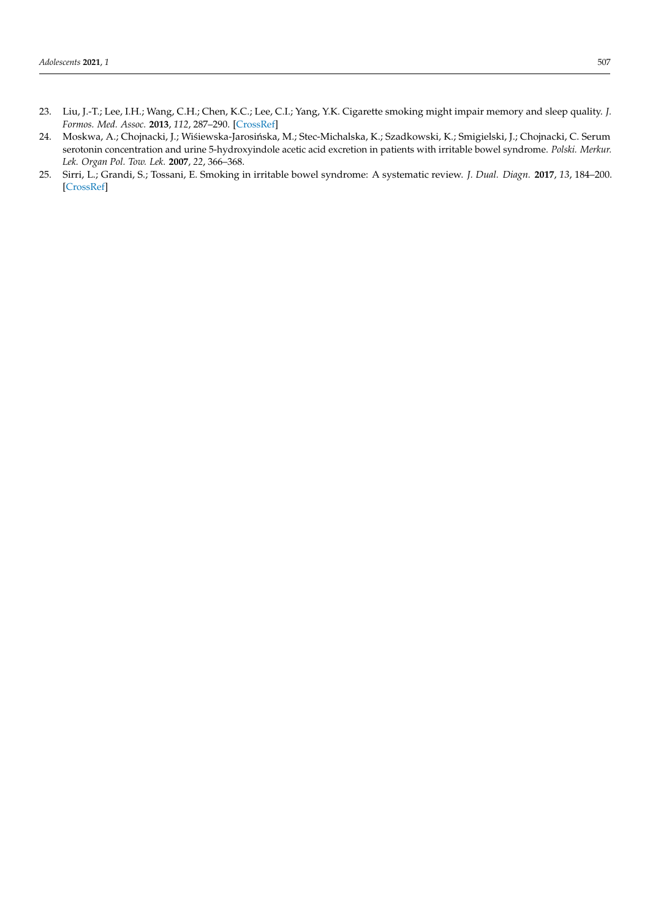23. Liu, J.-T.; Lee, I.H.; Wang, C.H.; Chen, K.C.; Lee, C.I.; Yang, Y.K. Cigarette smoking might impair memory and sleep quality. *J. Formos. Med. Assoc.* **2013**, *112*, 287–290. [CrossRef]
24. Moskwa, A.; Chojnacki, J.; Wiśiewska-Jarosińska, M.; Stec-Michalska, K.; Szadkowski, K.; Smigielski, J.; Chojnacki, C. Serum serotonin concentration and urine 5-hydroxyindole acetic acid excretion in patients with irritable bowel syndrome. *Polski. Merkur. Lek. Organ Pol. Tow. Lek.* **2007**, *22*, 366–368.
25. Sirri, L.; Grandi, S.; Tossani, E. Smoking in irritable bowel syndrome: A systematic review. *J. Dual. Diagn.* **2017**, *13*, 184–200. [CrossRef]